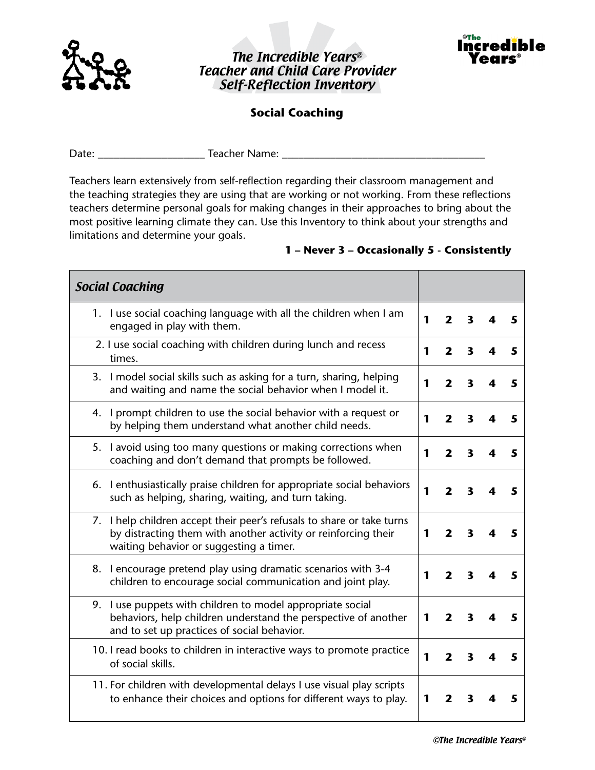# *The Incredible Years®* *Teacher and Child Care Provider* *Self-Reflection Inventory*

## Social Coaching

Date: ____________________ Teacher Name: ______________________________________

Teachers learn extensively from self-reflection regarding their classroom management and the teaching strategies they are using that are working or not working. From these reflections teachers determine personal goals for making changes in their approaches to bring about the most positive learning climate they can. Use this Inventory to think about your strengths and limitations and determine your goals.

**1 – Never 3 – Occasionally 5 - Consistently**

| *Social Coaching* | | | | | |
|---|---|---|---|---|---|
| 1. I use social coaching language with all the children when I am engaged in play with them. | 1 | 2 | 3 | 4 | 5 |
| 2. I use social coaching with children during lunch and recess times. | 1 | 2 | 3 | 4 | 5 |
| 3. I model social skills such as asking for a turn, sharing, helping and waiting and name the social behavior when I model it. | 1 | 2 | 3 | 4 | 5 |
| 4. I prompt children to use the social behavior with a request or by helping them understand what another child needs. | 1 | 2 | 3 | 4 | 5 |
| 5. I avoid using too many questions or making corrections when coaching and don't demand that prompts be followed. | 1 | 2 | 3 | 4 | 5 |
| 6. I enthusiastically praise children for appropriate social behaviors such as helping, sharing, waiting, and turn taking. | 1 | 2 | 3 | 4 | 5 |
| 7. I help children accept their peer's refusals to share or take turns by distracting them with another activity or reinforcing their waiting behavior or suggesting a timer. | 1 | 2 | 3 | 4 | 5 |
| 8. I encourage pretend play using dramatic scenarios with 3-4 children to encourage social communication and joint play. | 1 | 2 | 3 | 4 | 5 |
| 9. I use puppets with children to model appropriate social behaviors, help children understand the perspective of another and to set up practices of social behavior. | 1 | 2 | 3 | 4 | 5 |
| 10. I read books to children in interactive ways to promote practice of social skills. | 1 | 2 | 3 | 4 | 5 |
| 11. For children with developmental delays I use visual play scripts to enhance their choices and options for different ways to play. | 1 | 2 | 3 | 4 | 5 |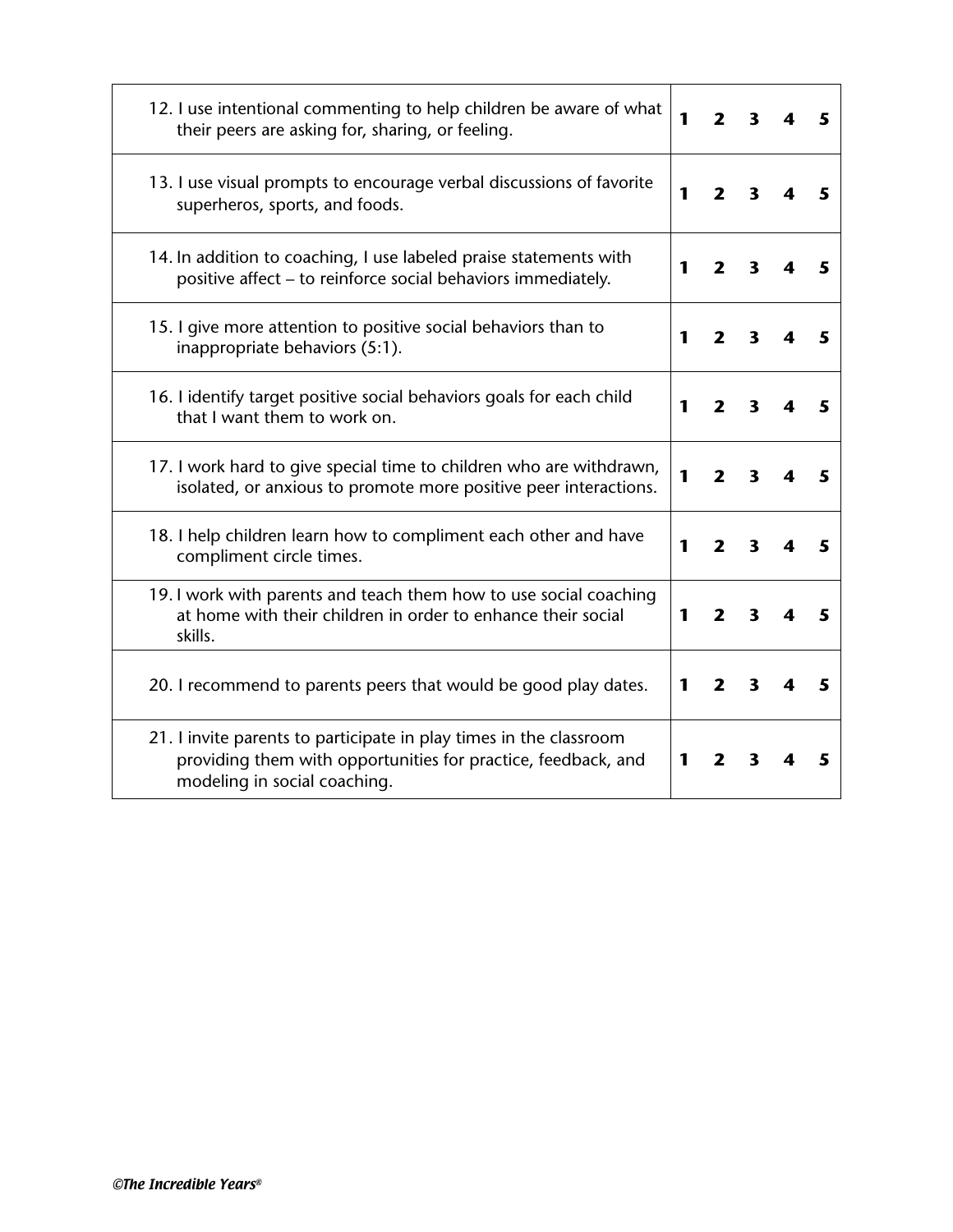| | | | | | |
|---|---|---|---|---|---|
| 12. I use intentional commenting to help children be aware of what their peers are asking for, sharing, or feeling. | **1** | **2** | **3** | **4** | **5** |
| 13. I use visual prompts to encourage verbal discussions of favorite superheros, sports, and foods. | **1** | **2** | **3** | **4** | **5** |
| 14. In addition to coaching, I use labeled praise statements with positive affect – to reinforce social behaviors immediately. | **1** | **2** | **3** | **4** | **5** |
| 15. I give more attention to positive social behaviors than to inappropriate behaviors (5:1). | **1** | **2** | **3** | **4** | **5** |
| 16. I identify target positive social behaviors goals for each child that I want them to work on. | **1** | **2** | **3** | **4** | **5** |
| 17. I work hard to give special time to children who are withdrawn, isolated, or anxious to promote more positive peer interactions. | **1** | **2** | **3** | **4** | **5** |
| 18. I help children learn how to compliment each other and have compliment circle times. | **1** | **2** | **3** | **4** | **5** |
| 19. I work with parents and teach them how to use social coaching at home with their children in order to enhance their social skills. | **1** | **2** | **3** | **4** | **5** |
| 20. I recommend to parents peers that would be good play dates. | **1** | **2** | **3** | **4** | **5** |
| 21. I invite parents to participate in play times in the classroom providing them with opportunities for practice, feedback, and modeling in social coaching. | **1** | **2** | **3** | **4** | **5** |

*©The Incredible Years®*